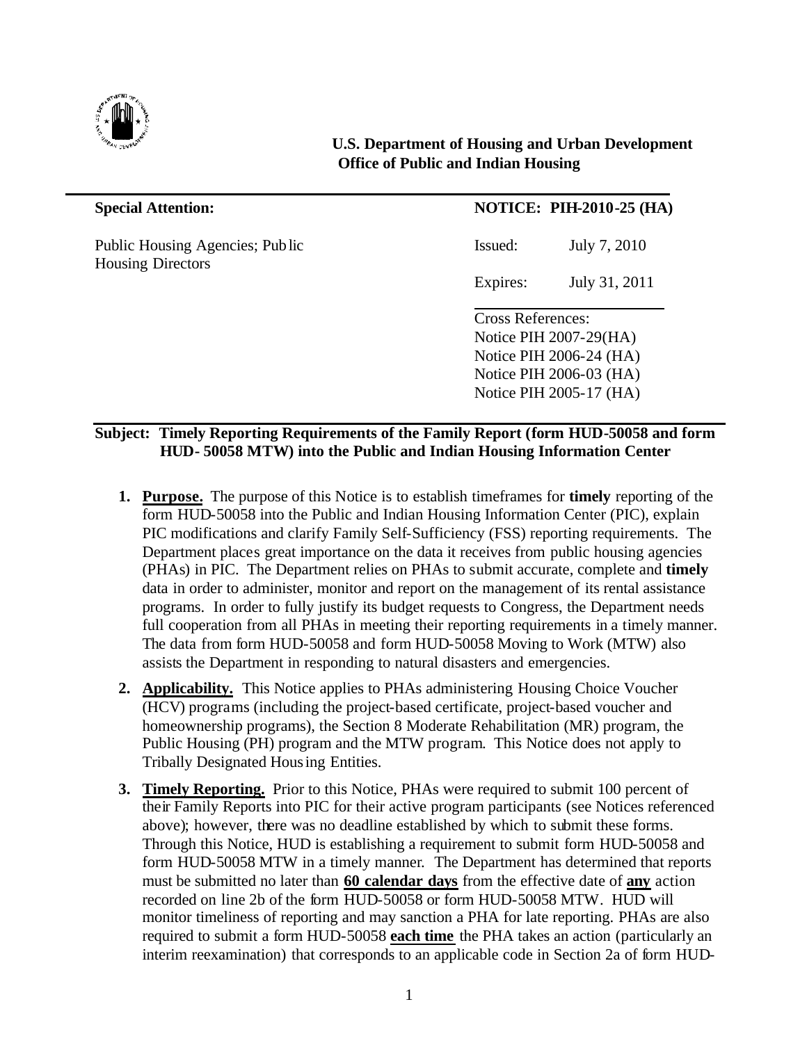**U.S. Department of Housing and Urban Development**
**Office of Public and Indian Housing**

---

| **Special Attention:** | **NOTICE: PIH-2010-25 (HA)** | |
|---|---|---|
| Public Housing Agencies; Public Housing Directors | Issued: | July 7, 2010 |
| | Expires: | July 31, 2011 |

Cross References:
Notice PIH 2007-29(HA)
Notice PIH 2006-24 (HA)
Notice PIH 2006-03 (HA)
Notice PIH 2005-17 (HA)

---

**Subject: Timely Reporting Requirements of the Family Report (form HUD-50058 and form HUD- 50058 MTW) into the Public and Indian Housing Information Center**

1. **Purpose.** The purpose of this Notice is to establish timeframes for **timely** reporting of the form HUD-50058 into the Public and Indian Housing Information Center (PIC), explain PIC modifications and clarify Family Self-Sufficiency (FSS) reporting requirements. The Department places great importance on the data it receives from public housing agencies (PHAs) in PIC. The Department relies on PHAs to submit accurate, complete and **timely** data in order to administer, monitor and report on the management of its rental assistance programs. In order to fully justify its budget requests to Congress, the Department needs full cooperation from all PHAs in meeting their reporting requirements in a timely manner. The data from form HUD-50058 and form HUD-50058 Moving to Work (MTW) also assists the Department in responding to natural disasters and emergencies.

2. **Applicability.** This Notice applies to PHAs administering Housing Choice Voucher (HCV) programs (including the project-based certificate, project-based voucher and homeownership programs), the Section 8 Moderate Rehabilitation (MR) program, the Public Housing (PH) program and the MTW program. This Notice does not apply to Tribally Designated Housing Entities.

3. **Timely Reporting.** Prior to this Notice, PHAs were required to submit 100 percent of their Family Reports into PIC for their active program participants (see Notices referenced above); however, there was no deadline established by which to submit these forms. Through this Notice, HUD is establishing a requirement to submit form HUD-50058 and form HUD-50058 MTW in a timely manner. The Department has determined that reports must be submitted no later than **60 calendar days** from the effective date of **any** action recorded on line 2b of the form HUD-50058 or form HUD-50058 MTW. HUD will monitor timeliness of reporting and may sanction a PHA for late reporting. PHAs are also required to submit a form HUD-50058 **each time** the PHA takes an action (particularly an interim reexamination) that corresponds to an applicable code in Section 2a of form HUD-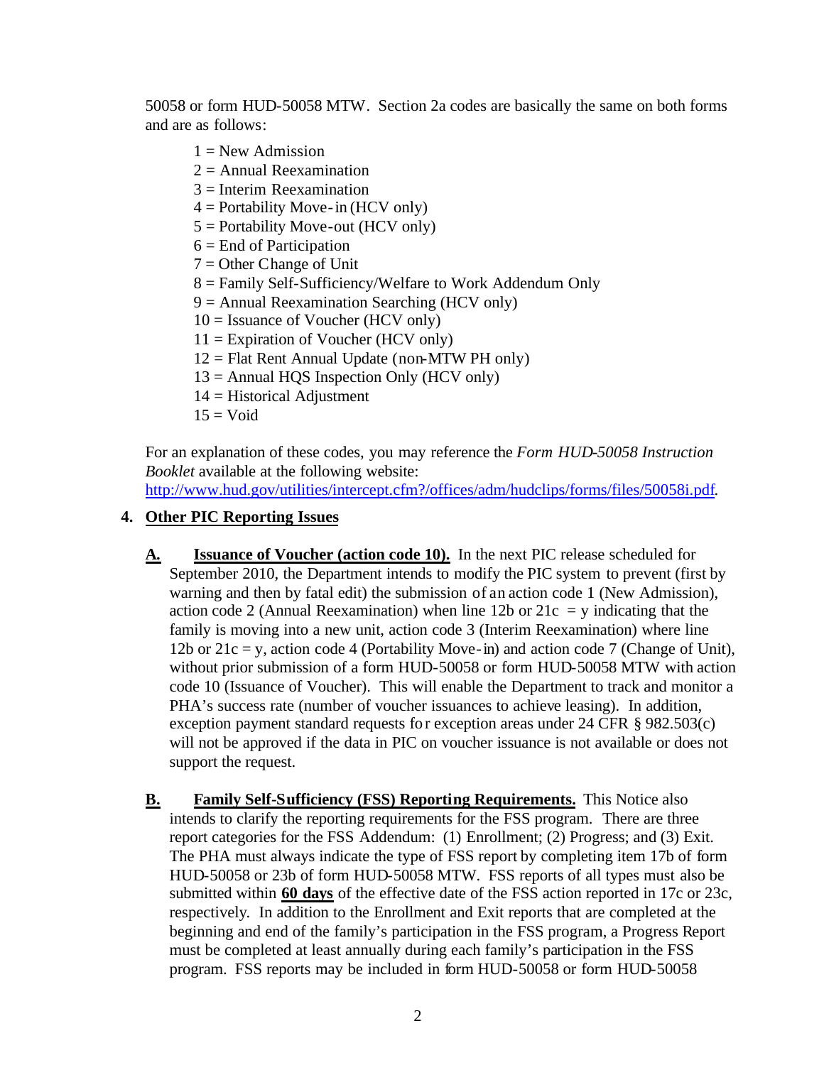50058 or form HUD-50058 MTW. Section 2a codes are basically the same on both forms and are as follows:

1 = New Admission
2 = Annual Reexamination
3 = Interim Reexamination
4 = Portability Move-in (HCV only)
5 = Portability Move-out (HCV only)
6 = End of Participation
7 = Other Change of Unit
8 = Family Self-Sufficiency/Welfare to Work Addendum Only
9 = Annual Reexamination Searching (HCV only)
10 = Issuance of Voucher (HCV only)
11 = Expiration of Voucher (HCV only)
12 = Flat Rent Annual Update (non-MTW PH only)
13 = Annual HQS Inspection Only (HCV only)
14 = Historical Adjustment
15 = Void

For an explanation of these codes, you may reference the *Form HUD-50058 Instruction Booklet* available at the following website: [http://www.hud.gov/utilities/intercept.cfm?/offices/adm/hudclips/forms/files/50058i.pdf](http://www.hud.gov/utilities/intercept.cfm?/offices/adm/hudclips/forms/files/50058i.pdf).

## 4. Other PIC Reporting Issues

**A. Issuance of Voucher (action code 10).** In the next PIC release scheduled for September 2010, the Department intends to modify the PIC system to prevent (first by warning and then by fatal edit) the submission of an action code 1 (New Admission), action code 2 (Annual Reexamination) when line 12b or 21c = y indicating that the family is moving into a new unit, action code 3 (Interim Reexamination) where line 12b or 21c = y, action code 4 (Portability Move-in) and action code 7 (Change of Unit), without prior submission of a form HUD-50058 or form HUD-50058 MTW with action code 10 (Issuance of Voucher). This will enable the Department to track and monitor a PHA's success rate (number of voucher issuances to achieve leasing). In addition, exception payment standard requests for exception areas under 24 CFR § 982.503(c) will not be approved if the data in PIC on voucher issuance is not available or does not support the request.

**B. Family Self-Sufficiency (FSS) Reporting Requirements.** This Notice also intends to clarify the reporting requirements for the FSS program. There are three report categories for the FSS Addendum: (1) Enrollment; (2) Progress; and (3) Exit. The PHA must always indicate the type of FSS report by completing item 17b of form HUD-50058 or 23b of form HUD-50058 MTW. FSS reports of all types must also be submitted within **60 days** of the effective date of the FSS action reported in 17c or 23c, respectively. In addition to the Enrollment and Exit reports that are completed at the beginning and end of the family's participation in the FSS program, a Progress Report must be completed at least annually during each family's participation in the FSS program. FSS reports may be included in form HUD-50058 or form HUD-50058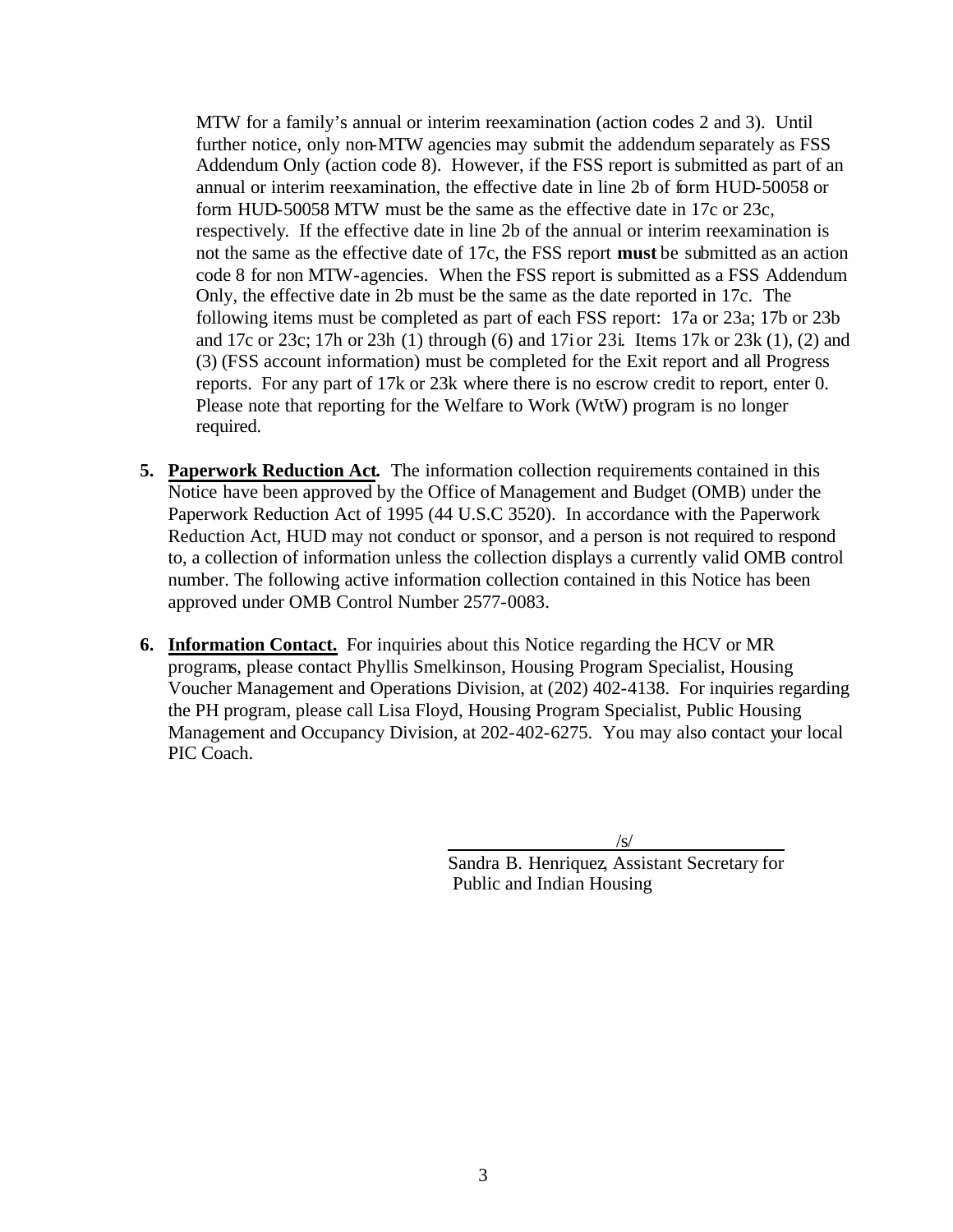MTW for a family's annual or interim reexamination (action codes 2 and 3). Until further notice, only non-MTW agencies may submit the addendum separately as FSS Addendum Only (action code 8). However, if the FSS report is submitted as part of an annual or interim reexamination, the effective date in line 2b of form HUD-50058 or form HUD-50058 MTW must be the same as the effective date in 17c or 23c, respectively. If the effective date in line 2b of the annual or interim reexamination is not the same as the effective date of 17c, the FSS report **must** be submitted as an action code 8 for non MTW-agencies. When the FSS report is submitted as a FSS Addendum Only, the effective date in 2b must be the same as the date reported in 17c. The following items must be completed as part of each FSS report: 17a or 23a; 17b or 23b and 17c or 23c; 17h or 23h (1) through (6) and 17i or 23i. Items 17k or 23k (1), (2) and (3) (FSS account information) must be completed for the Exit report and all Progress reports. For any part of 17k or 23k where there is no escrow credit to report, enter 0. Please note that reporting for the Welfare to Work (WtW) program is no longer required.

5. **Paperwork Reduction Act.** The information collection requirements contained in this Notice have been approved by the Office of Management and Budget (OMB) under the Paperwork Reduction Act of 1995 (44 U.S.C 3520). In accordance with the Paperwork Reduction Act, HUD may not conduct or sponsor, and a person is not required to respond to, a collection of information unless the collection displays a currently valid OMB control number. The following active information collection contained in this Notice has been approved under OMB Control Number 2577-0083.

6. **Information Contact.** For inquiries about this Notice regarding the HCV or MR programs, please contact Phyllis Smelkinson, Housing Program Specialist, Housing Voucher Management and Operations Division, at (202) 402-4138. For inquiries regarding the PH program, please call Lisa Floyd, Housing Program Specialist, Public Housing Management and Occupancy Division, at 202-402-6275. You may also contact your local PIC Coach.

/s/

Sandra B. Henriquez, Assistant Secretary for Public and Indian Housing